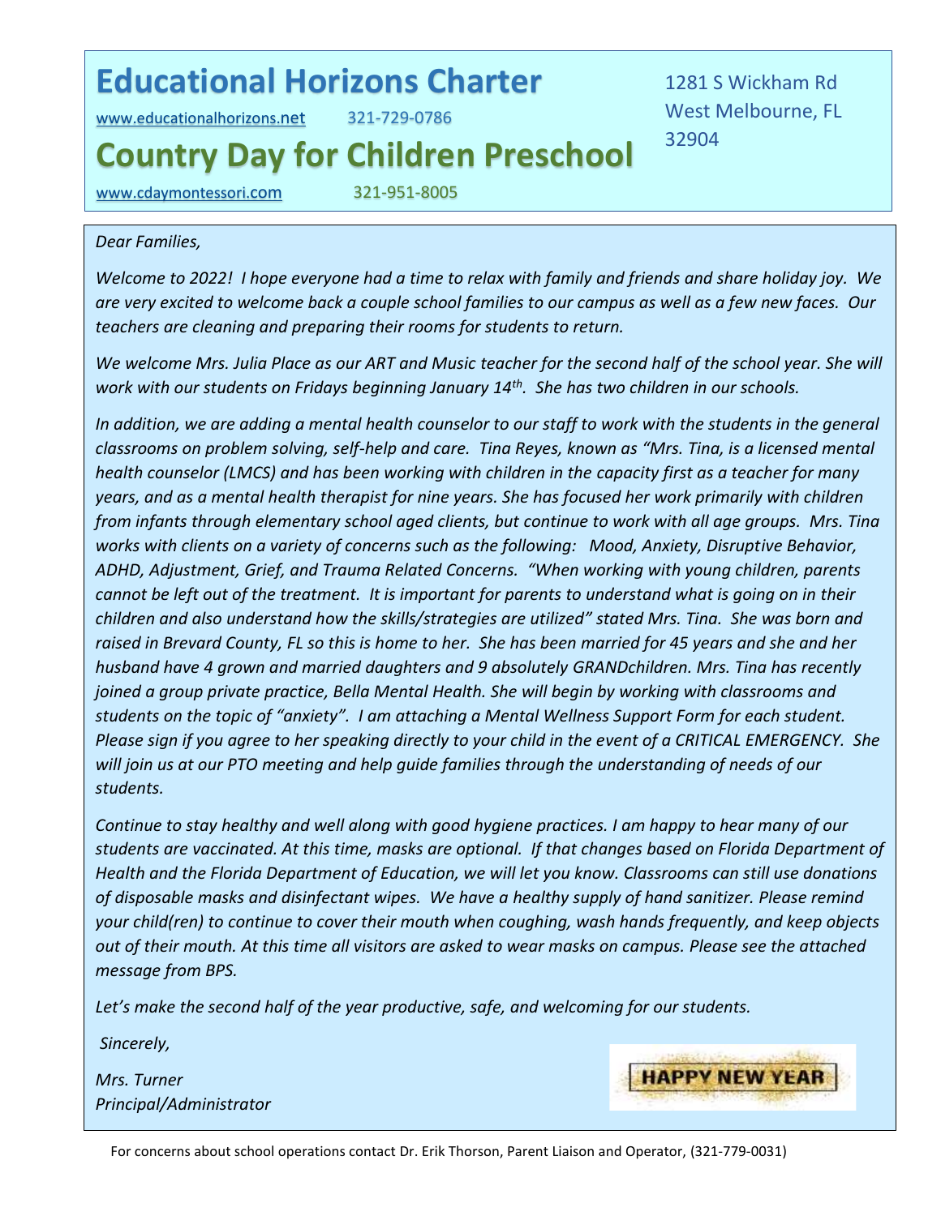# Educational Horizons Charter

www.educationalhorizons.net 321-729-0786

# Country Day for Children Preschool

www.cdaymontessori.com 321-951-8005

1281 S Wickham Rd
West Melbourne, FL
32904

*Dear Families,*

*Welcome to 2022! I hope everyone had a time to relax with family and friends and share holiday joy. We are very excited to welcome back a couple school families to our campus as well as a few new faces. Our teachers are cleaning and preparing their rooms for students to return.*

*We welcome Mrs. Julia Place as our ART and Music teacher for the second half of the school year. She will work with our students on Fridays beginning January 14th. She has two children in our schools.*

*In addition, we are adding a mental health counselor to our staff to work with the students in the general classrooms on problem solving, self-help and care. Tina Reyes, known as "Mrs. Tina, is a licensed mental health counselor (LMCS) and has been working with children in the capacity first as a teacher for many years, and as a mental health therapist for nine years. She has focused her work primarily with children from infants through elementary school aged clients, but continue to work with all age groups. Mrs. Tina works with clients on a variety of concerns such as the following: Mood, Anxiety, Disruptive Behavior, ADHD, Adjustment, Grief, and Trauma Related Concerns. "When working with young children, parents cannot be left out of the treatment. It is important for parents to understand what is going on in their children and also understand how the skills/strategies are utilized" stated Mrs. Tina. She was born and raised in Brevard County, FL so this is home to her. She has been married for 45 years and she and her husband have 4 grown and married daughters and 9 absolutely GRANDchildren. Mrs. Tina has recently joined a group private practice, Bella Mental Health. She will begin by working with classrooms and students on the topic of "anxiety". I am attaching a Mental Wellness Support Form for each student. Please sign if you agree to her speaking directly to your child in the event of a CRITICAL EMERGENCY. She will join us at our PTO meeting and help guide families through the understanding of needs of our students.*

*Continue to stay healthy and well along with good hygiene practices. I am happy to hear many of our students are vaccinated. At this time, masks are optional. If that changes based on Florida Department of Health and the Florida Department of Education, we will let you know. Classrooms can still use donations of disposable masks and disinfectant wipes. We have a healthy supply of hand sanitizer. Please remind your child(ren) to continue to cover their mouth when coughing, wash hands frequently, and keep objects out of their mouth. At this time all visitors are asked to wear masks on campus. Please see the attached message from BPS.*

*Let's make the second half of the year productive, safe, and welcoming for our students.*

*Sincerely,*

*Mrs. Turner*
*Principal/Administrator*

HAPPY NEW YEAR

For concerns about school operations contact Dr. Erik Thorson, Parent Liaison and Operator, (321-779-0031)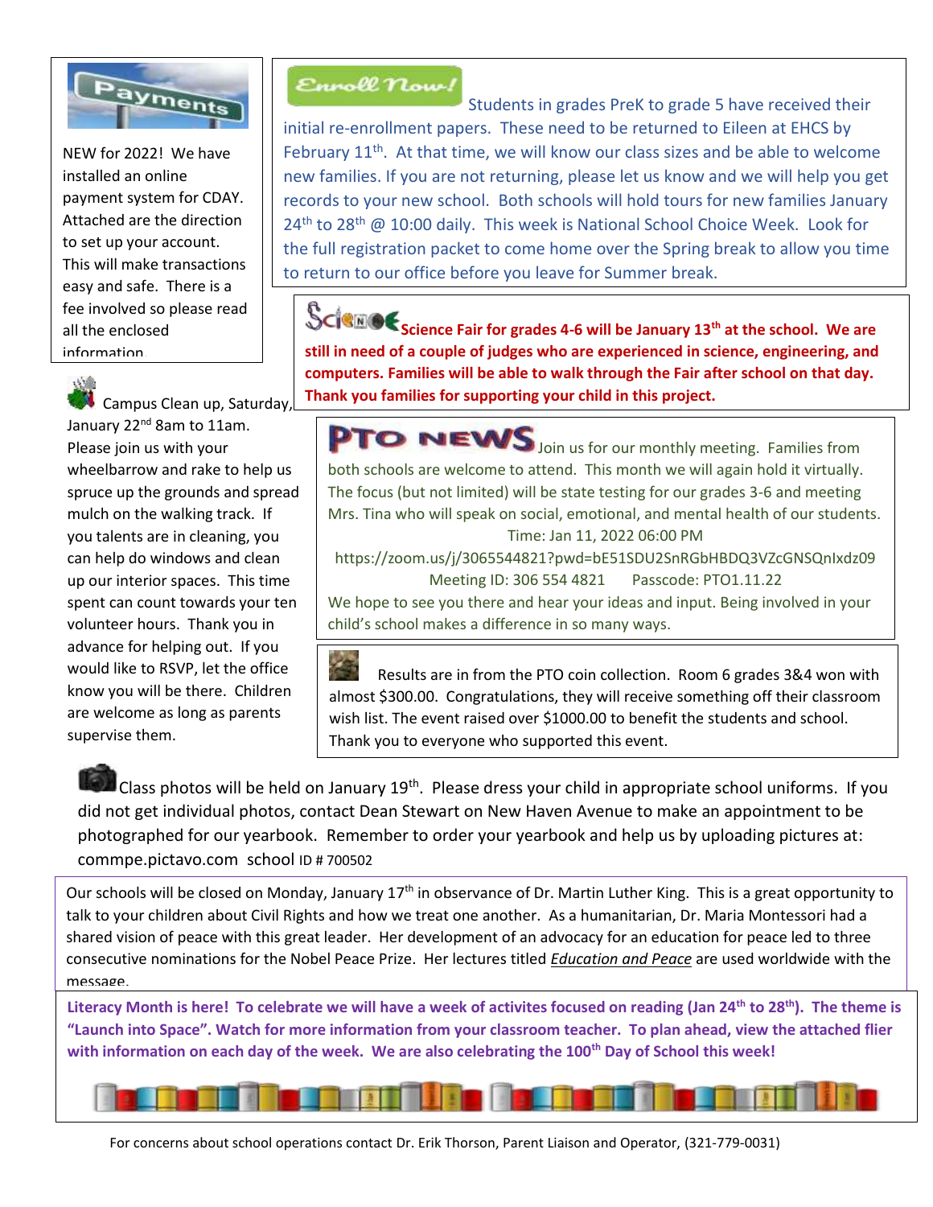**Payments**

NEW for 2022! We have installed an online payment system for CDAY. Attached are the direction to set up your account. This will make transactions easy and safe. There is a fee involved so please read all the enclosed information.

**Enroll Now!**

Students in grades PreK to grade 5 have received their initial re-enrollment papers. These need to be returned to Eileen at EHCS by February 11th. At that time, we will know our class sizes and be able to welcome new families. If you are not returning, please let us know and we will help you get records to your new school. Both schools will hold tours for new families January 24th to 28th @ 10:00 daily. This week is National School Choice Week. Look for the full registration packet to come home over the Spring break to allow you time to return to our office before you leave for Summer break.

**Science**

**Science Fair for grades 4-6 will be January 13th at the school. We are still in need of a couple of judges who are experienced in science, engineering, and computers. Families will be able to walk through the Fair after school on that day. Thank you families for supporting your child in this project.**

Campus Clean up, Saturday, January 22nd 8am to 11am. Please join us with your wheelbarrow and rake to help us spruce up the grounds and spread mulch on the walking track. If you talents are in cleaning, you can help do windows and clean up our interior spaces. This time spent can count towards your ten volunteer hours. Thank you in advance for helping out. If you would like to RSVP, let the office know you will be there. Children are welcome as long as parents supervise them.

**PTO NEWS**

Join us for our monthly meeting. Families from both schools are welcome to attend. This month we will again hold it virtually. The focus (but not limited) will be state testing for our grades 3-6 and meeting Mrs. Tina who will speak on social, emotional, and mental health of our students.

Time: Jan 11, 2022 06:00 PM

https://zoom.us/j/3065544821?pwd=bE51SDU2SnRGbHBDQ3VZcGNSQnIxdz09

Meeting ID: 306 554 4821 Passcode: PTO1.11.22

We hope to see you there and hear your ideas and input. Being involved in your child's school makes a difference in so many ways.

Results are in from the PTO coin collection. Room 6 grades 3&4 won with almost $300.00. Congratulations, they will receive something off their classroom wish list. The event raised over $1000.00 to benefit the students and school. Thank you to everyone who supported this event.

Class photos will be held on January 19th. Please dress your child in appropriate school uniforms. If you did not get individual photos, contact Dean Stewart on New Haven Avenue to make an appointment to be photographed for our yearbook. Remember to order your yearbook and help us by uploading pictures at: commpe.pictavo.com school ID # 700502

Our schools will be closed on Monday, January 17th in observance of Dr. Martin Luther King. This is a great opportunity to talk to your children about Civil Rights and how we treat one another. As a humanitarian, Dr. Maria Montessori had a shared vision of peace with this great leader. Her development of an advocacy for an education for peace led to three consecutive nominations for the Nobel Peace Prize. Her lectures titled *Education and Peace* are used worldwide with the message.

**Literacy Month is here! To celebrate we will have a week of activites focused on reading (Jan 24th to 28th). The theme is "Launch into Space". Watch for more information from your classroom teacher. To plan ahead, view the attached flier with information on each day of the week. We are also celebrating the 100th Day of School this week!**

For concerns about school operations contact Dr. Erik Thorson, Parent Liaison and Operator, (321-779-0031)